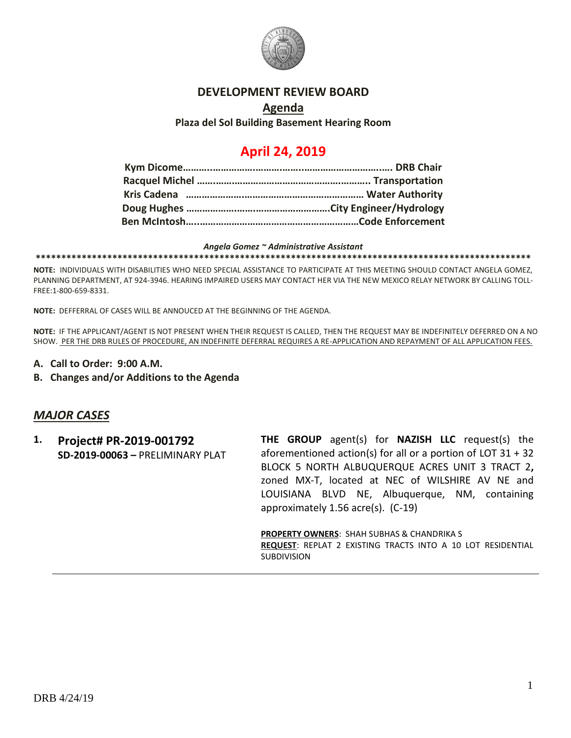# DEVELOPMENT REVIEW BOARD

## Agenda

**Plaza del Sol Building Basement Hearing Room**

# April 24, 2019

**Kym Dicome………………………………………………………………. DRB Chair**
**Racquel Michel ……………………………………………………….. Transportation**
**Kris Cadena ………………………………………………………… Water Authority**
**Doug Hughes …………………………………………….City Engineer/Hydrology**
**Ben McIntosh…...……………………………………………………Code Enforcement**

***Angela Gomez ~ Administrative Assistant***

****************************************************************************************************

**NOTE:** INDIVIDUALS WITH DISABILITIES WHO NEED SPECIAL ASSISTANCE TO PARTICIPATE AT THIS MEETING SHOULD CONTACT ANGELA GOMEZ, PLANNING DEPARTMENT, AT 924-3946. HEARING IMPAIRED USERS MAY CONTACT HER VIA THE NEW MEXICO RELAY NETWORK BY CALLING TOLL-FREE:1-800-659-8331.

**NOTE:** DEFFERRAL OF CASES WILL BE ANNOUCED AT THE BEGINNING OF THE AGENDA.

**NOTE:** IF THE APPLICANT/AGENT IS NOT PRESENT WHEN THEIR REQUEST IS CALLED, THEN THE REQUEST MAY BE INDEFINITELY DEFERRED ON A NO SHOW. <u>PER THE DRB RULES OF PROCEDURE, AN INDEFINITE DEFERRAL REQUIRES A RE-APPLICATION AND REPAYMENT OF ALL APPLICATION FEES.</u>

**A. Call to Order: 9:00 A.M.**

**B. Changes and/or Additions to the Agenda**

## *MAJOR CASES*

**1. Project# PR-2019-001792**
**SD-2019-00063 –** PRELIMINARY PLAT

**THE GROUP** agent(s) for **NAZISH LLC** request(s) the aforementioned action(s) for all or a portion of LOT 31 + 32 BLOCK 5 NORTH ALBUQUERQUE ACRES UNIT 3 TRACT 2**,** zoned MX-T, located at NEC of WILSHIRE AV NE and LOUISIANA BLVD NE, Albuquerque, NM, containing approximately 1.56 acre(s). (C-19)

**PROPERTY OWNERS**: SHAH SUBHAS & CHANDRIKA S
**REQUEST**: REPLAT 2 EXISTING TRACTS INTO A 10 LOT RESIDENTIAL SUBDIVISION

DRB 4/24/19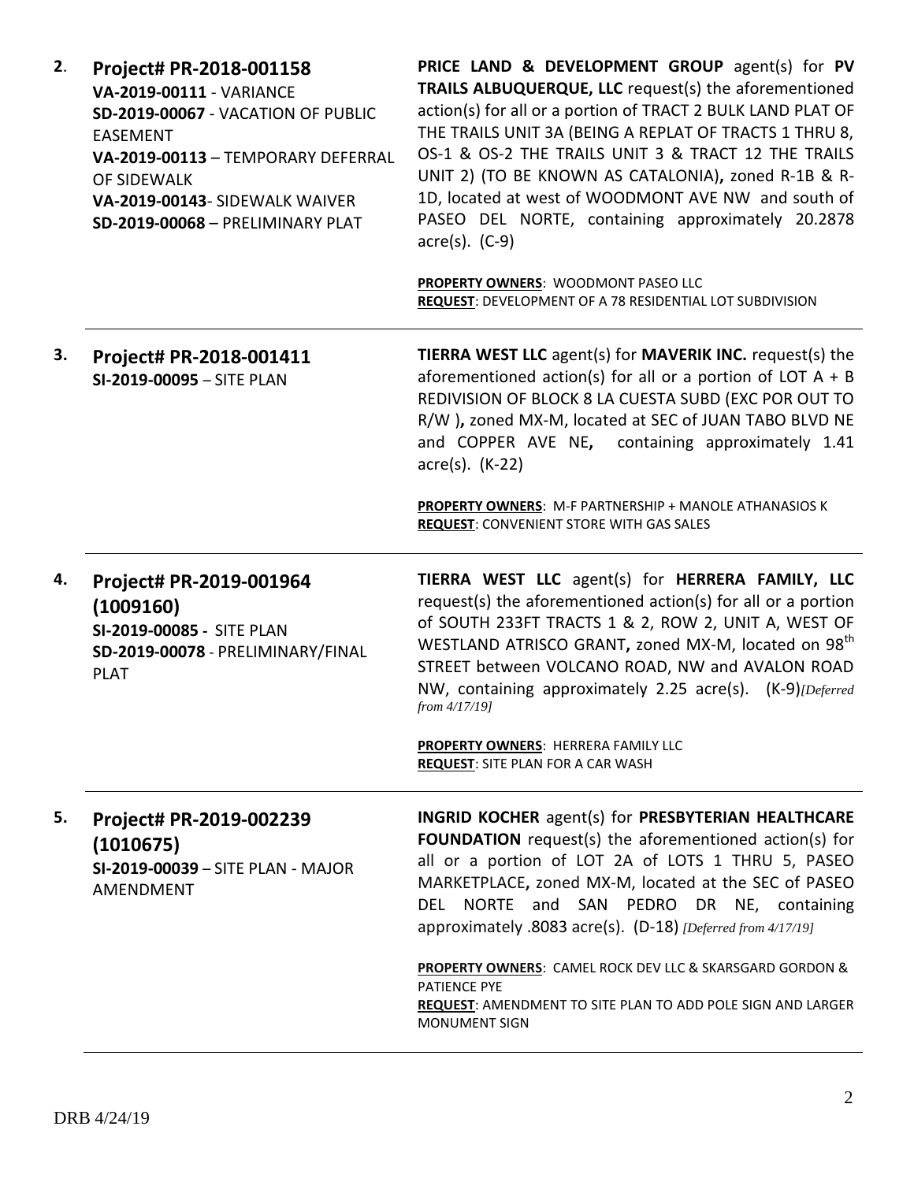**2.** **Project# PR-2018-001158**
**VA-2019-00111** - VARIANCE
**SD-2019-00067** - VACATION OF PUBLIC EASEMENT
**VA-2019-00113** – TEMPORARY DEFERRAL OF SIDEWALK
**VA-2019-00143**- SIDEWALK WAIVER
**SD-2019-00068** – PRELIMINARY PLAT

**PRICE LAND & DEVELOPMENT GROUP** agent(s) for **PV TRAILS ALBUQUERQUE, LLC** request(s) the aforementioned action(s) for all or a portion of TRACT 2 BULK LAND PLAT OF THE TRAILS UNIT 3A (BEING A REPLAT OF TRACTS 1 THRU 8, OS-1 & OS-2 THE TRAILS UNIT 3 & TRACT 12 THE TRAILS UNIT 2) (TO BE KNOWN AS CATALONIA)**,** zoned R-1B & R-1D, located at west of WOODMONT AVE NW and south of PASEO DEL NORTE, containing approximately 20.2878 acre(s). (C-9)

**PROPERTY OWNERS**: WOODMONT PASEO LLC
**REQUEST**: DEVELOPMENT OF A 78 RESIDENTIAL LOT SUBDIVISION

---

**3.** **Project# PR-2018-001411**
**SI-2019-00095** – SITE PLAN

**TIERRA WEST LLC** agent(s) for **MAVERIK INC.** request(s) the aforementioned action(s) for all or a portion of LOT A + B REDIVISION OF BLOCK 8 LA CUESTA SUBD (EXC POR OUT TO R/W )**,** zoned MX-M, located at SEC of JUAN TABO BLVD NE and COPPER AVE NE**,** containing approximately 1.41 acre(s). (K-22)

**PROPERTY OWNERS**: M-F PARTNERSHIP + MANOLE ATHANASIOS K
**REQUEST**: CONVENIENT STORE WITH GAS SALES

---

**4.** **Project# PR-2019-001964 (1009160)**
**SI-2019-00085** - SITE PLAN
**SD-2019-00078** - PRELIMINARY/FINAL PLAT

**TIERRA WEST LLC** agent(s) for **HERRERA FAMILY, LLC** request(s) the aforementioned action(s) for all or a portion of SOUTH 233FT TRACTS 1 & 2, ROW 2, UNIT A, WEST OF WESTLAND ATRISCO GRANT**,** zoned MX-M, located on 98th STREET between VOLCANO ROAD, NW and AVALON ROAD NW, containing approximately 2.25 acre(s). (K-9)*[Deferred from 4/17/19]*

**PROPERTY OWNERS**: HERRERA FAMILY LLC
**REQUEST**: SITE PLAN FOR A CAR WASH

---

**5.** **Project# PR-2019-002239 (1010675)**
**SI-2019-00039** – SITE PLAN - MAJOR AMENDMENT

**INGRID KOCHER** agent(s) for **PRESBYTERIAN HEALTHCARE FOUNDATION** request(s) the aforementioned action(s) for all or a portion of LOT 2A of LOTS 1 THRU 5, PASEO MARKETPLACE**,** zoned MX-M, located at the SEC of PASEO DEL NORTE and SAN PEDRO DR NE, containing approximately .8083 acre(s). (D-18) *[Deferred from 4/17/19]*

**PROPERTY OWNERS**: CAMEL ROCK DEV LLC & SKARSGARD GORDON & PATIENCE PYE
**REQUEST**: AMENDMENT TO SITE PLAN TO ADD POLE SIGN AND LARGER MONUMENT SIGN

---

DRB 4/24/19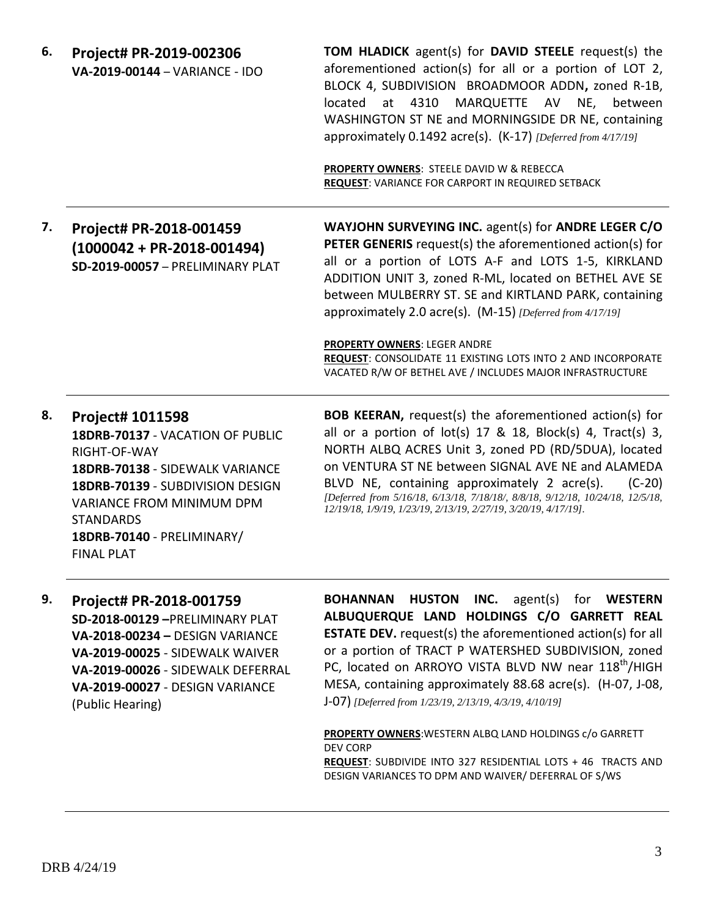**6. Project# PR-2019-002306**
**VA-2019-00144** – VARIANCE - IDO

**TOM HLADICK** agent(s) for **DAVID STEELE** request(s) the aforementioned action(s) for all or a portion of LOT 2, BLOCK 4, SUBDIVISION BROADMOOR ADDN**,** zoned R-1B, located at 4310 MARQUETTE AV NE, between WASHINGTON ST NE and MORNINGSIDE DR NE, containing approximately 0.1492 acre(s). (K-17) *[Deferred from 4/17/19]*

**PROPERTY OWNERS**: STEELE DAVID W & REBECCA
**REQUEST**: VARIANCE FOR CARPORT IN REQUIRED SETBACK

---

**7. Project# PR-2018-001459 (1000042 + PR-2018-001494)**
**SD-2019-00057** – PRELIMINARY PLAT

**WAYJOHN SURVEYING INC.** agent(s) for **ANDRE LEGER C/O PETER GENERIS** request(s) the aforementioned action(s) for all or a portion of LOTS A-F and LOTS 1-5, KIRKLAND ADDITION UNIT 3, zoned R-ML, located on BETHEL AVE SE between MULBERRY ST. SE and KIRTLAND PARK, containing approximately 2.0 acre(s). (M-15) *[Deferred from 4/17/19]*

**PROPERTY OWNERS**: LEGER ANDRE
**REQUEST**: CONSOLIDATE 11 EXISTING LOTS INTO 2 AND INCORPORATE VACATED R/W OF BETHEL AVE / INCLUDES MAJOR INFRASTRUCTURE

---

**8. Project# 1011598**
**18DRB-70137** - VACATION OF PUBLIC RIGHT-OF-WAY
**18DRB-70138** - SIDEWALK VARIANCE
**18DRB-70139** - SUBDIVISION DESIGN VARIANCE FROM MINIMUM DPM STANDARDS
**18DRB-70140** - PRELIMINARY/ FINAL PLAT

**BOB KEERAN,** request(s) the aforementioned action(s) for all or a portion of lot(s) 17 & 18, Block(s) 4, Tract(s) 3, NORTH ALBQ ACRES Unit 3, zoned PD (RD/5DUA), located on VENTURA ST NE between SIGNAL AVE NE and ALAMEDA BLVD NE, containing approximately 2 acre(s). (C-20) *[Deferred from 5/16/18, 6/13/18, 7/18/18/, 8/8/18, 9/12/18, 10/24/18, 12/5/18, 12/19/18, 1/9/19, 1/23/19, 2/13/19, 2/27/19, 3/20/19, 4/17/19].*

---

**9. Project# PR-2018-001759**
**SD-2018-00129** –PRELIMINARY PLAT
**VA-2018-00234** – DESIGN VARIANCE
**VA-2019-00025** - SIDEWALK WAIVER
**VA-2019-00026** - SIDEWALK DEFERRAL
**VA-2019-00027** - DESIGN VARIANCE
(Public Hearing)

**BOHANNAN HUSTON INC.** agent(s) for **WESTERN ALBUQUERQUE LAND HOLDINGS C/O GARRETT REAL ESTATE DEV.** request(s) the aforementioned action(s) for all or a portion of TRACT P WATERSHED SUBDIVISION, zoned PC, located on ARROYO VISTA BLVD NW near 118th/HIGH MESA, containing approximately 88.68 acre(s). (H-07, J-08, J-07) *[Deferred from 1/23/19, 2/13/19, 4/3/19, 4/10/19]*

**PROPERTY OWNERS**:WESTERN ALBQ LAND HOLDINGS c/o GARRETT DEV CORP
**REQUEST**: SUBDIVIDE INTO 327 RESIDENTIAL LOTS + 46 TRACTS AND DESIGN VARIANCES TO DPM AND WAIVER/ DEFERRAL OF S/WS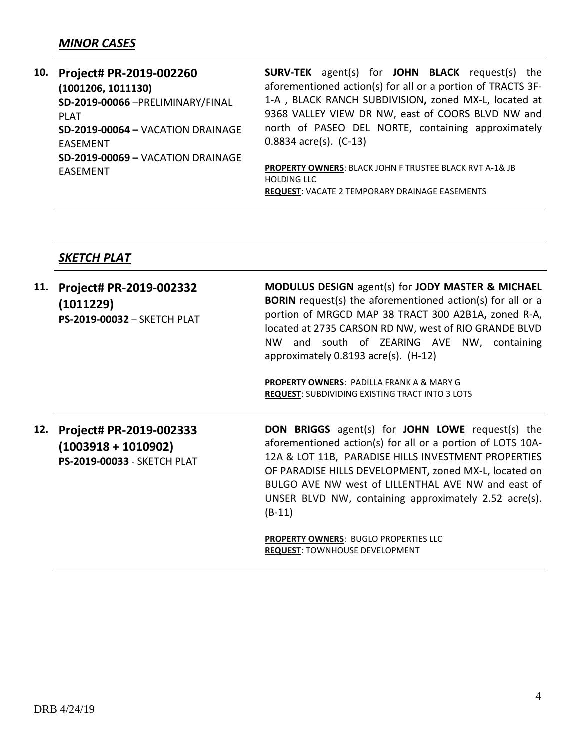## *MINOR CASES*

| | | |
|---|---|---|
| **10.** | **Project# PR-2019-002260**<br>**(1001206, 1011130)**<br>**SD-2019-00066** –PRELIMINARY/FINAL PLAT<br>**SD-2019-00064 –** VACATION DRAINAGE EASEMENT<br>**SD-2019-00069 –** VACATION DRAINAGE EASEMENT | **SURV-TEK** agent(s) for **JOHN BLACK** request(s) the aforementioned action(s) for all or a portion of TRACTS 3F-1-A , BLACK RANCH SUBDIVISION**,** zoned MX-L, located at 9368 VALLEY VIEW DR NW, east of COORS BLVD NW and north of PASEO DEL NORTE, containing approximately 0.8834 acre(s). (C-13)<br><br>**PROPERTY OWNERS**: BLACK JOHN F TRUSTEE BLACK RVT A-1& JB HOLDING LLC<br>**REQUEST**: VACATE 2 TEMPORARY DRAINAGE EASEMENTS |

## *SKETCH PLAT*

| | | |
|---|---|---|
| **11.** | **Project# PR-2019-002332**<br>**(1011229)**<br>**PS-2019-00032** – SKETCH PLAT | **MODULUS DESIGN** agent(s) for **JODY MASTER & MICHAEL BORIN** request(s) the aforementioned action(s) for all or a portion of MRGCD MAP 38 TRACT 300 A2B1A**,** zoned R-A, located at 2735 CARSON RD NW, west of RIO GRANDE BLVD NW and south of ZEARING AVE NW, containing approximately 0.8193 acre(s). (H-12)<br><br>**PROPERTY OWNERS**: PADILLA FRANK A & MARY G<br>**REQUEST**: SUBDIVIDING EXISTING TRACT INTO 3 LOTS |
| **12.** | **Project# PR-2019-002333**<br>**(1003918 + 1010902)**<br>**PS-2019-00033** - SKETCH PLAT | **DON BRIGGS** agent(s) for **JOHN LOWE** request(s) the aforementioned action(s) for all or a portion of LOTS 10A-12A & LOT 11B, PARADISE HILLS INVESTMENT PROPERTIES OF PARADISE HILLS DEVELOPMENT**,** zoned MX-L, located on BULGO AVE NW west of LILLENTHAL AVE NW and east of UNSER BLVD NW, containing approximately 2.52 acre(s). (B-11)<br><br>**PROPERTY OWNERS**: BUGLO PROPERTIES LLC<br>**REQUEST**: TOWNHOUSE DEVELOPMENT |

DRB 4/24/19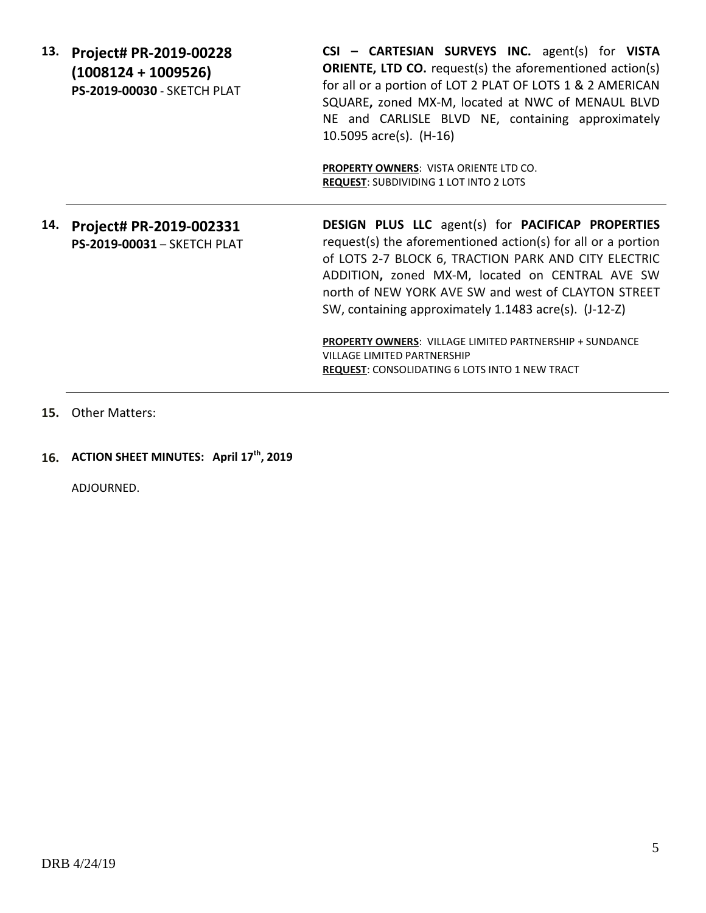**13. Project# PR-2019-00228 (1008124 + 1009526)**
**PS-2019-00030** - SKETCH PLAT

**CSI – CARTESIAN SURVEYS INC.** agent(s) for **VISTA ORIENTE, LTD CO.** request(s) the aforementioned action(s) for all or a portion of LOT 2 PLAT OF LOTS 1 & 2 AMERICAN SQUARE**,** zoned MX-M, located at NWC of MENAUL BLVD NE and CARLISLE BLVD NE, containing approximately 10.5095 acre(s). (H-16)

**PROPERTY OWNERS**: VISTA ORIENTE LTD CO.
**REQUEST**: SUBDIVIDING 1 LOT INTO 2 LOTS

---

**14. Project# PR-2019-002331**
**PS-2019-00031** – SKETCH PLAT

**DESIGN PLUS LLC** agent(s) for **PACIFICAP PROPERTIES** request(s) the aforementioned action(s) for all or a portion of LOTS 2-7 BLOCK 6, TRACTION PARK AND CITY ELECTRIC ADDITION**,** zoned MX-M, located on CENTRAL AVE SW north of NEW YORK AVE SW and west of CLAYTON STREET SW, containing approximately 1.1483 acre(s). (J-12-Z)

**PROPERTY OWNERS**: VILLAGE LIMITED PARTNERSHIP + SUNDANCE VILLAGE LIMITED PARTNERSHIP
**REQUEST**: CONSOLIDATING 6 LOTS INTO 1 NEW TRACT

---

**15.** Other Matters:

**16. ACTION SHEET MINUTES: April 17th, 2019**

ADJOURNED.

DRB 4/24/19